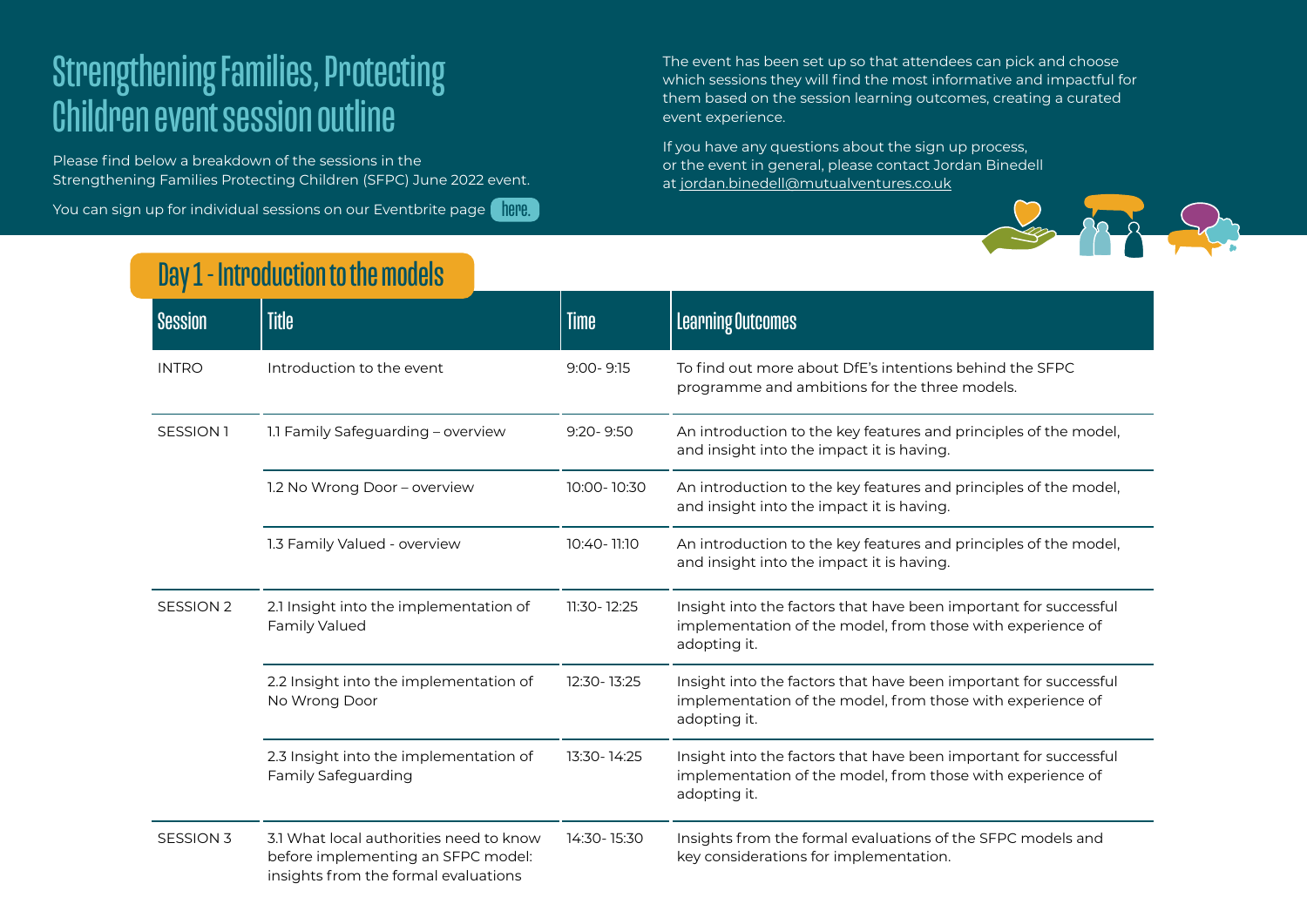# Strengthening Families, Protecting Children event session outline

Please find below a breakdown of the sessions in the Strengthening Families Protecting Children (SFPC) June 2022 event.

You can sign up for individual sessions on our Eventbrite page here.

The event has been set up so that attendees can pick and choose which sessions they will find the most informative and impactful for them based on the session learning outcomes, creating a curated event experience.

If you have any questions about the sign up process, or the event in general, please contact Jordan Binedell at jordan.binedell@mutualventures.co.uk

## Day 1 - Introduction to the models

| Session | Title | Time | Learning Outcomes |
|---|---|---|---|
| INTRO | Introduction to the event | 9:00- 9:15 | To find out more about DfE's intentions behind the SFPC programme and ambitions for the three models. |
| SESSION 1 | 1.1 Family Safeguarding – overview | 9:20- 9:50 | An introduction to the key features and principles of the model, and insight into the impact it is having. |
| | 1.2 No Wrong Door – overview | 10:00- 10:30 | An introduction to the key features and principles of the model, and insight into the impact it is having. |
| | 1.3 Family Valued - overview | 10:40- 11:10 | An introduction to the key features and principles of the model, and insight into the impact it is having. |
| SESSION 2 | 2.1 Insight into the implementation of Family Valued | 11:30- 12:25 | Insight into the factors that have been important for successful implementation of the model, from those with experience of adopting it. |
| | 2.2 Insight into the implementation of No Wrong Door | 12:30- 13:25 | Insight into the factors that have been important for successful implementation of the model, from those with experience of adopting it. |
| | 2.3 Insight into the implementation of Family Safeguarding | 13:30- 14:25 | Insight into the factors that have been important for successful implementation of the model, from those with experience of adopting it. |
| SESSION 3 | 3.1 What local authorities need to know before implementing an SFPC model: insights from the formal evaluations | 14:30- 15:30 | Insights from the formal evaluations of the SFPC models and key considerations for implementation. |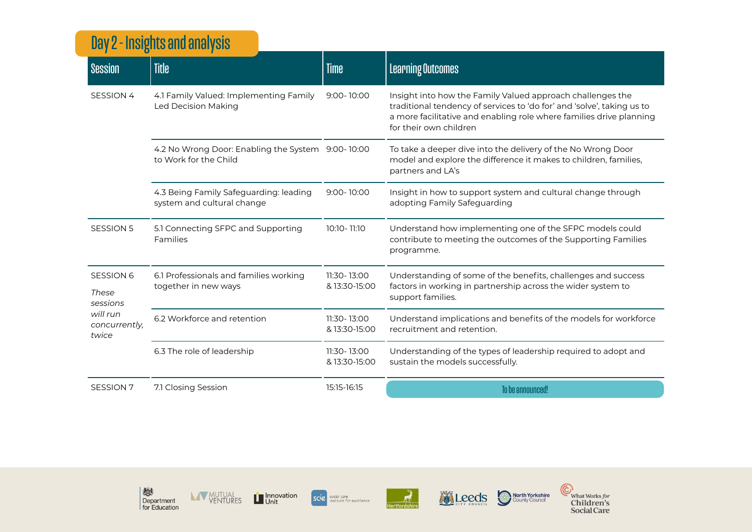## Day 2 - Insights and analysis

| Session | Title | Time | Learning Outcomes |
|---|---|---|---|
| SESSION 4 | 4.1 Family Valued: Implementing Family Led Decision Making | 9:00- 10:00 | Insight into how the Family Valued approach challenges the traditional tendency of services to 'do for' and 'solve', taking us to a more facilitative and enabling role where families drive planning for their own children |
| | 4.2 No Wrong Door: Enabling the System to Work for the Child | 9:00- 10:00 | To take a deeper dive into the delivery of the No Wrong Door model and explore the difference it makes to children, families, partners and LA's |
| | 4.3 Being Family Safeguarding: leading system and cultural change | 9:00- 10:00 | Insight in how to support system and cultural change through adopting Family Safeguarding |
| SESSION 5 | 5.1 Connecting SFPC and Supporting Families | 10:10- 11:10 | Understand how implementing one of the SFPC models could contribute to meeting the outcomes of the Supporting Families programme. |
| SESSION 6 *These sessions will run concurrently, twice* | 6.1 Professionals and families working together in new ways | 11:30- 13:00 & 13:30-15:00 | Understanding of some of the benefits, challenges and success factors in working in partnership across the wider system to support families. |
| | 6.2 Workforce and retention | 11:30- 13:00 & 13:30-15:00 | Understand implications and benefits of the models for workforce recruitment and retention. |
| | 6.3 The role of leadership | 11:30- 13:00 & 13:30-15:00 | Understanding of the types of leadership required to adopt and sustain the models successfully. |
| SESSION 7 | 7.1 Closing Session | 15:15-16:15 | To be announced! |